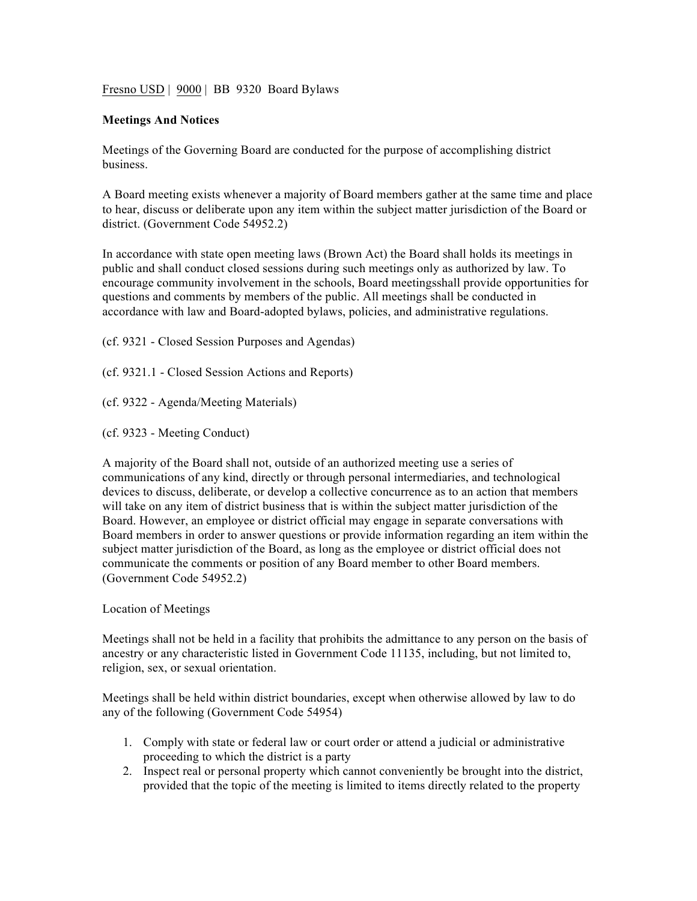Fresno USD | 9000 | BB 9320 Board Bylaws

**Meetings And Notices**

Meetings of the Governing Board are conducted for the purpose of accomplishing district business.

A Board meeting exists whenever a majority of Board members gather at the same time and place to hear, discuss or deliberate upon any item within the subject matter jurisdiction of the Board or district. (Government Code 54952.2)

In accordance with state open meeting laws (Brown Act) the Board shall holds its meetings in public and shall conduct closed sessions during such meetings only as authorized by law. To encourage community involvement in the schools, Board meetingsshall provide opportunities for questions and comments by members of the public. All meetings shall be conducted in accordance with law and Board-adopted bylaws, policies, and administrative regulations.

(cf. 9321 - Closed Session Purposes and Agendas)

(cf. 9321.1 - Closed Session Actions and Reports)

(cf. 9322 - Agenda/Meeting Materials)

(cf. 9323 - Meeting Conduct)

A majority of the Board shall not, outside of an authorized meeting use a series of communications of any kind, directly or through personal intermediaries, and technological devices to discuss, deliberate, or develop a collective concurrence as to an action that members will take on any item of district business that is within the subject matter jurisdiction of the Board. However, an employee or district official may engage in separate conversations with Board members in order to answer questions or provide information regarding an item within the subject matter jurisdiction of the Board, as long as the employee or district official does not communicate the comments or position of any Board member to other Board members. (Government Code 54952.2)

Location of Meetings

Meetings shall not be held in a facility that prohibits the admittance to any person on the basis of ancestry or any characteristic listed in Government Code 11135, including, but not limited to, religion, sex, or sexual orientation.

Meetings shall be held within district boundaries, except when otherwise allowed by law to do any of the following (Government Code 54954)

1. Comply with state or federal law or court order or attend a judicial or administrative proceeding to which the district is a party
2. Inspect real or personal property which cannot conveniently be brought into the district, provided that the topic of the meeting is limited to items directly related to the property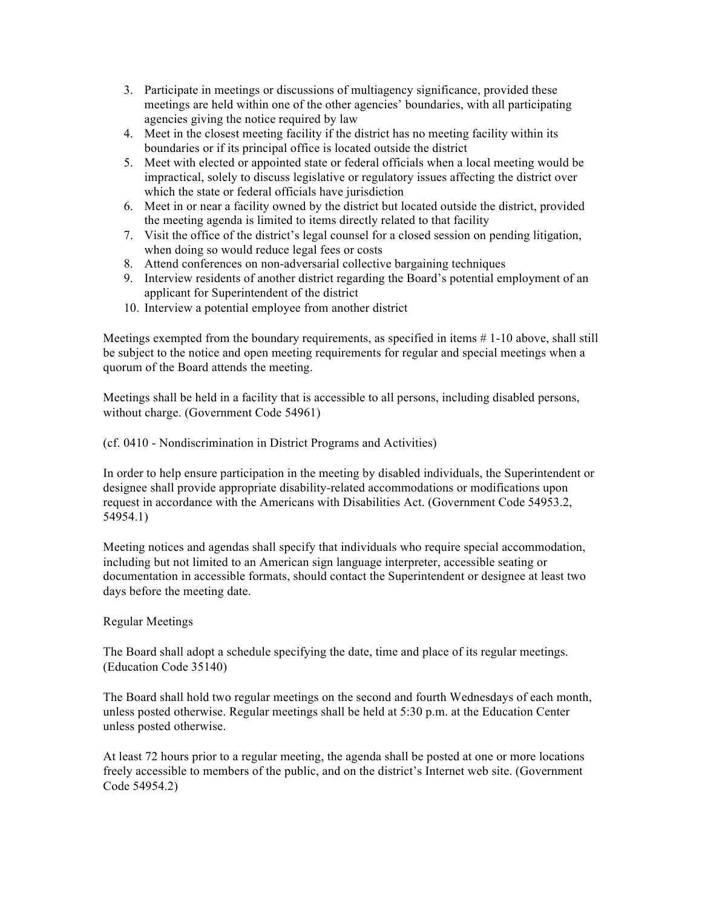3. Participate in meetings or discussions of multiagency significance, provided these meetings are held within one of the other agencies' boundaries, with all participating agencies giving the notice required by law
4. Meet in the closest meeting facility if the district has no meeting facility within its boundaries or if its principal office is located outside the district
5. Meet with elected or appointed state or federal officials when a local meeting would be impractical, solely to discuss legislative or regulatory issues affecting the district over which the state or federal officials have jurisdiction
6. Meet in or near a facility owned by the district but located outside the district, provided the meeting agenda is limited to items directly related to that facility
7. Visit the office of the district's legal counsel for a closed session on pending litigation, when doing so would reduce legal fees or costs
8. Attend conferences on non-adversarial collective bargaining techniques
9. Interview residents of another district regarding the Board's potential employment of an applicant for Superintendent of the district
10. Interview a potential employee from another district

Meetings exempted from the boundary requirements, as specified in items # 1-10 above, shall still be subject to the notice and open meeting requirements for regular and special meetings when a quorum of the Board attends the meeting.

Meetings shall be held in a facility that is accessible to all persons, including disabled persons, without charge. (Government Code 54961)

(cf. 0410 - Nondiscrimination in District Programs and Activities)

In order to help ensure participation in the meeting by disabled individuals, the Superintendent or designee shall provide appropriate disability-related accommodations or modifications upon request in accordance with the Americans with Disabilities Act. (Government Code 54953.2, 54954.1)

Meeting notices and agendas shall specify that individuals who require special accommodation, including but not limited to an American sign language interpreter, accessible seating or documentation in accessible formats, should contact the Superintendent or designee at least two days before the meeting date.

## Regular Meetings

The Board shall adopt a schedule specifying the date, time and place of its regular meetings. (Education Code 35140)

The Board shall hold two regular meetings on the second and fourth Wednesdays of each month, unless posted otherwise. Regular meetings shall be held at 5:30 p.m. at the Education Center unless posted otherwise.

At least 72 hours prior to a regular meeting, the agenda shall be posted at one or more locations freely accessible to members of the public, and on the district's Internet web site. (Government Code 54954.2)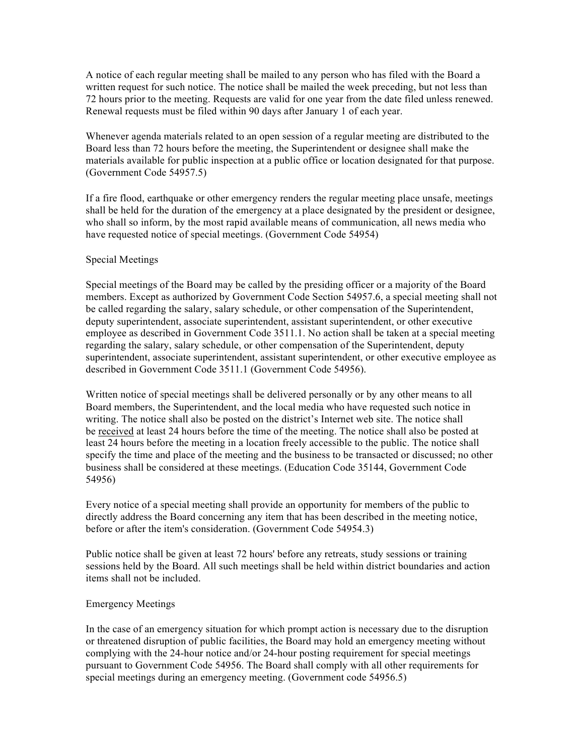A notice of each regular meeting shall be mailed to any person who has filed with the Board a written request for such notice. The notice shall be mailed the week preceding, but not less than 72 hours prior to the meeting. Requests are valid for one year from the date filed unless renewed. Renewal requests must be filed within 90 days after January 1 of each year.

Whenever agenda materials related to an open session of a regular meeting are distributed to the Board less than 72 hours before the meeting, the Superintendent or designee shall make the materials available for public inspection at a public office or location designated for that purpose. (Government Code 54957.5)

If a fire flood, earthquake or other emergency renders the regular meeting place unsafe, meetings shall be held for the duration of the emergency at a place designated by the president or designee, who shall so inform, by the most rapid available means of communication, all news media who have requested notice of special meetings. (Government Code 54954)

Special Meetings

Special meetings of the Board may be called by the presiding officer or a majority of the Board members. Except as authorized by Government Code Section 54957.6, a special meeting shall not be called regarding the salary, salary schedule, or other compensation of the Superintendent, deputy superintendent, associate superintendent, assistant superintendent, or other executive employee as described in Government Code 3511.1. No action shall be taken at a special meeting regarding the salary, salary schedule, or other compensation of the Superintendent, deputy superintendent, associate superintendent, assistant superintendent, or other executive employee as described in Government Code 3511.1 (Government Code 54956).

Written notice of special meetings shall be delivered personally or by any other means to all Board members, the Superintendent, and the local media who have requested such notice in writing. The notice shall also be posted on the district's Internet web site. The notice shall be <u>received</u> at least 24 hours before the time of the meeting. The notice shall also be posted at least 24 hours before the meeting in a location freely accessible to the public. The notice shall specify the time and place of the meeting and the business to be transacted or discussed; no other business shall be considered at these meetings. (Education Code 35144, Government Code 54956)

Every notice of a special meeting shall provide an opportunity for members of the public to directly address the Board concerning any item that has been described in the meeting notice, before or after the item's consideration. (Government Code 54954.3)

Public notice shall be given at least 72 hours' before any retreats, study sessions or training sessions held by the Board. All such meetings shall be held within district boundaries and action items shall not be included.

Emergency Meetings

In the case of an emergency situation for which prompt action is necessary due to the disruption or threatened disruption of public facilities, the Board may hold an emergency meeting without complying with the 24-hour notice and/or 24-hour posting requirement for special meetings pursuant to Government Code 54956. The Board shall comply with all other requirements for special meetings during an emergency meeting. (Government code 54956.5)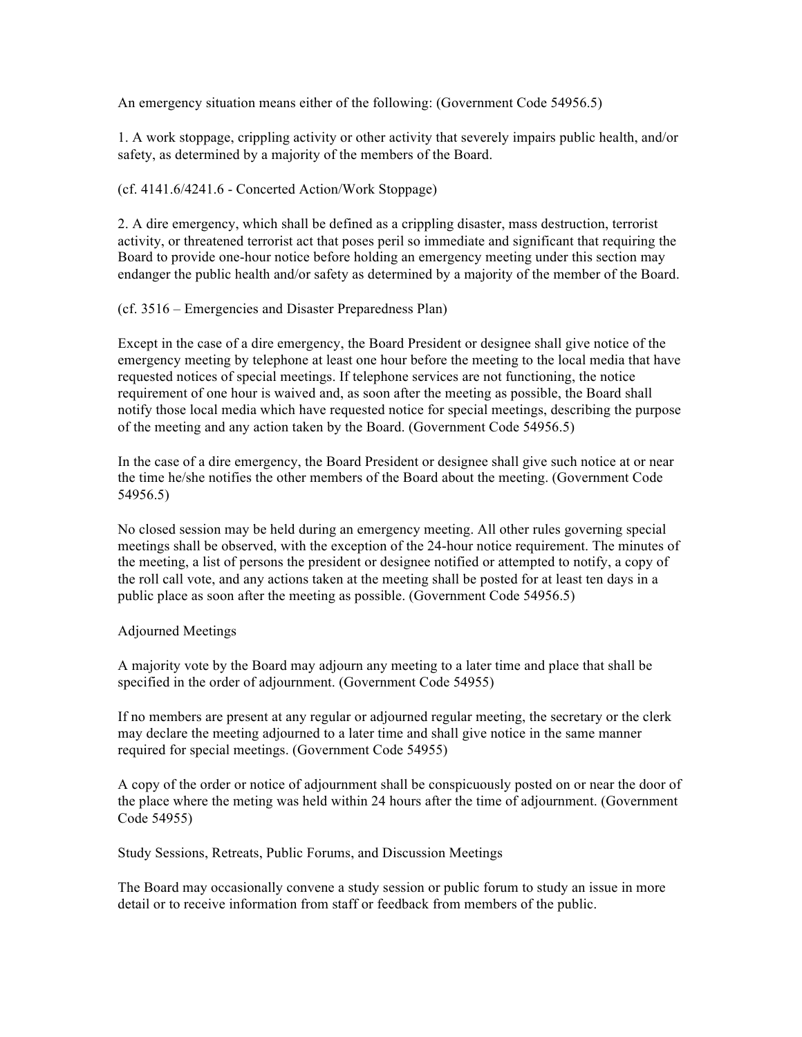An emergency situation means either of the following: (Government Code 54956.5)

1. A work stoppage, crippling activity or other activity that severely impairs public health, and/or safety, as determined by a majority of the members of the Board.

(cf. 4141.6/4241.6 - Concerted Action/Work Stoppage)

2. A dire emergency, which shall be defined as a crippling disaster, mass destruction, terrorist activity, or threatened terrorist act that poses peril so immediate and significant that requiring the Board to provide one-hour notice before holding an emergency meeting under this section may endanger the public health and/or safety as determined by a majority of the member of the Board.

(cf. 3516 – Emergencies and Disaster Preparedness Plan)

Except in the case of a dire emergency, the Board President or designee shall give notice of the emergency meeting by telephone at least one hour before the meeting to the local media that have requested notices of special meetings. If telephone services are not functioning, the notice requirement of one hour is waived and, as soon after the meeting as possible, the Board shall notify those local media which have requested notice for special meetings, describing the purpose of the meeting and any action taken by the Board. (Government Code 54956.5)

In the case of a dire emergency, the Board President or designee shall give such notice at or near the time he/she notifies the other members of the Board about the meeting. (Government Code 54956.5)

No closed session may be held during an emergency meeting. All other rules governing special meetings shall be observed, with the exception of the 24-hour notice requirement. The minutes of the meeting, a list of persons the president or designee notified or attempted to notify, a copy of the roll call vote, and any actions taken at the meeting shall be posted for at least ten days in a public place as soon after the meeting as possible. (Government Code 54956.5)

## Adjourned Meetings

A majority vote by the Board may adjourn any meeting to a later time and place that shall be specified in the order of adjournment. (Government Code 54955)

If no members are present at any regular or adjourned regular meeting, the secretary or the clerk may declare the meeting adjourned to a later time and shall give notice in the same manner required for special meetings. (Government Code 54955)

A copy of the order or notice of adjournment shall be conspicuously posted on or near the door of the place where the meting was held within 24 hours after the time of adjournment. (Government Code 54955)

## Study Sessions, Retreats, Public Forums, and Discussion Meetings

The Board may occasionally convene a study session or public forum to study an issue in more detail or to receive information from staff or feedback from members of the public.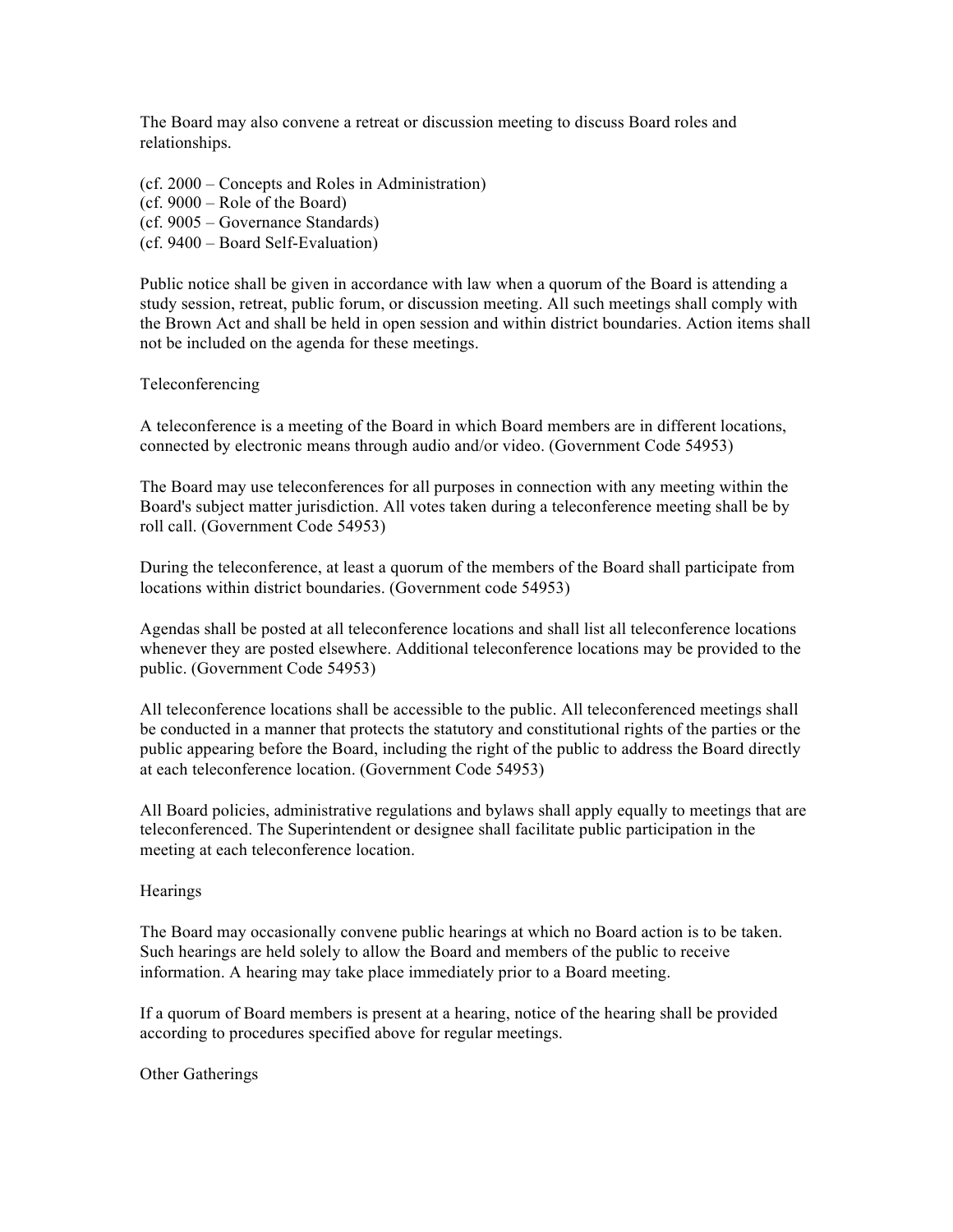The Board may also convene a retreat or discussion meeting to discuss Board roles and relationships.

(cf. 2000 – Concepts and Roles in Administration)
(cf. 9000 – Role of the Board)
(cf. 9005 – Governance Standards)
(cf. 9400 – Board Self-Evaluation)

Public notice shall be given in accordance with law when a quorum of the Board is attending a study session, retreat, public forum, or discussion meeting. All such meetings shall comply with the Brown Act and shall be held in open session and within district boundaries. Action items shall not be included on the agenda for these meetings.

## Teleconferencing

A teleconference is a meeting of the Board in which Board members are in different locations, connected by electronic means through audio and/or video. (Government Code 54953)

The Board may use teleconferences for all purposes in connection with any meeting within the Board's subject matter jurisdiction. All votes taken during a teleconference meeting shall be by roll call. (Government Code 54953)

During the teleconference, at least a quorum of the members of the Board shall participate from locations within district boundaries. (Government code 54953)

Agendas shall be posted at all teleconference locations and shall list all teleconference locations whenever they are posted elsewhere. Additional teleconference locations may be provided to the public. (Government Code 54953)

All teleconference locations shall be accessible to the public. All teleconferenced meetings shall be conducted in a manner that protects the statutory and constitutional rights of the parties or the public appearing before the Board, including the right of the public to address the Board directly at each teleconference location. (Government Code 54953)

All Board policies, administrative regulations and bylaws shall apply equally to meetings that are teleconferenced. The Superintendent or designee shall facilitate public participation in the meeting at each teleconference location.

## Hearings

The Board may occasionally convene public hearings at which no Board action is to be taken. Such hearings are held solely to allow the Board and members of the public to receive information. A hearing may take place immediately prior to a Board meeting.

If a quorum of Board members is present at a hearing, notice of the hearing shall be provided according to procedures specified above for regular meetings.

## Other Gatherings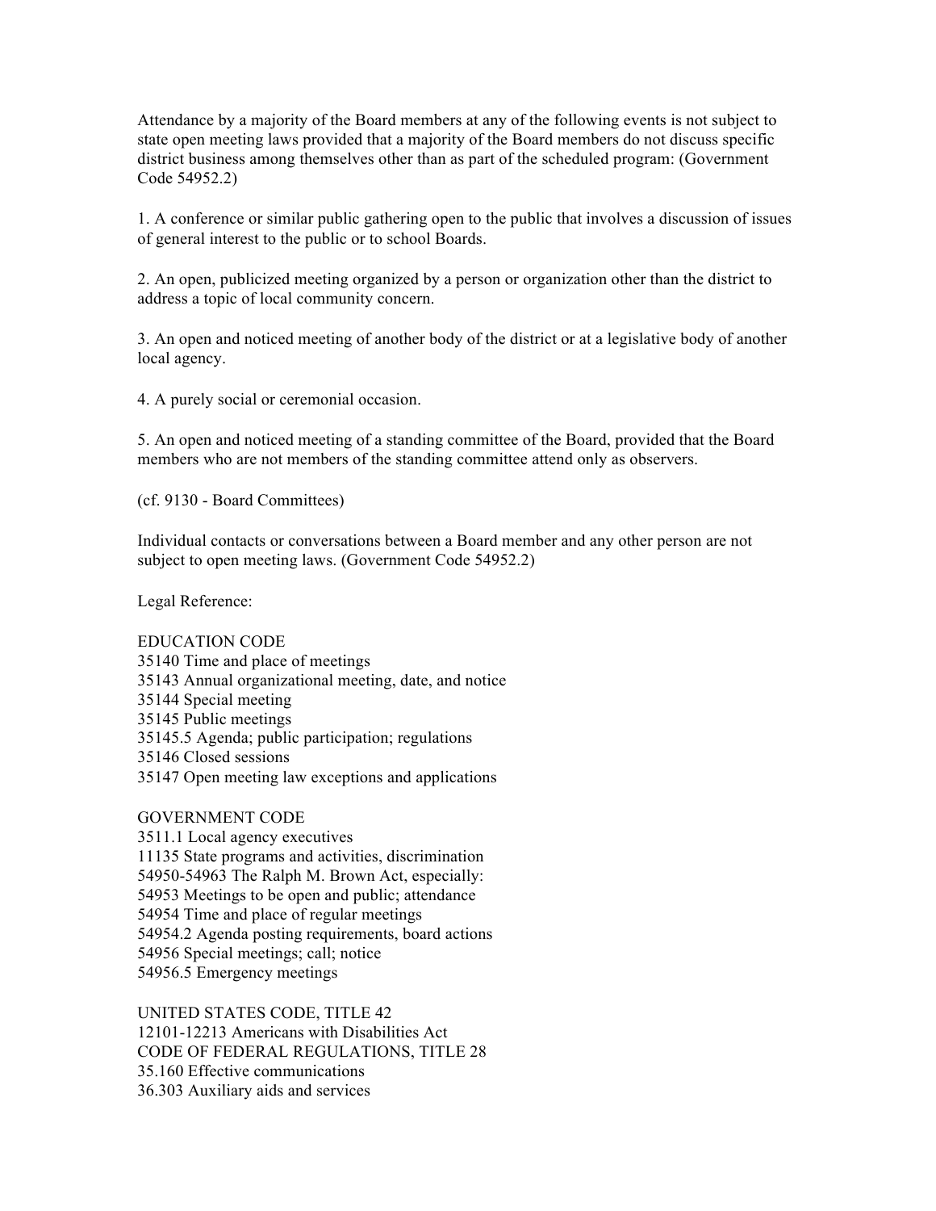Attendance by a majority of the Board members at any of the following events is not subject to state open meeting laws provided that a majority of the Board members do not discuss specific district business among themselves other than as part of the scheduled program: (Government Code 54952.2)

1. A conference or similar public gathering open to the public that involves a discussion of issues of general interest to the public or to school Boards.

2. An open, publicized meeting organized by a person or organization other than the district to address a topic of local community concern.

3. An open and noticed meeting of another body of the district or at a legislative body of another local agency.

4. A purely social or ceremonial occasion.

5. An open and noticed meeting of a standing committee of the Board, provided that the Board members who are not members of the standing committee attend only as observers.

(cf. 9130 - Board Committees)

Individual contacts or conversations between a Board member and any other person are not subject to open meeting laws. (Government Code 54952.2)

Legal Reference:

EDUCATION CODE
35140 Time and place of meetings
35143 Annual organizational meeting, date, and notice
35144 Special meeting
35145 Public meetings
35145.5 Agenda; public participation; regulations
35146 Closed sessions
35147 Open meeting law exceptions and applications

GOVERNMENT CODE
3511.1 Local agency executives
11135 State programs and activities, discrimination
54950-54963 The Ralph M. Brown Act, especially:
54953 Meetings to be open and public; attendance
54954 Time and place of regular meetings
54954.2 Agenda posting requirements, board actions
54956 Special meetings; call; notice
54956.5 Emergency meetings

UNITED STATES CODE, TITLE 42
12101-12213 Americans with Disabilities Act
CODE OF FEDERAL REGULATIONS, TITLE 28
35.160 Effective communications
36.303 Auxiliary aids and services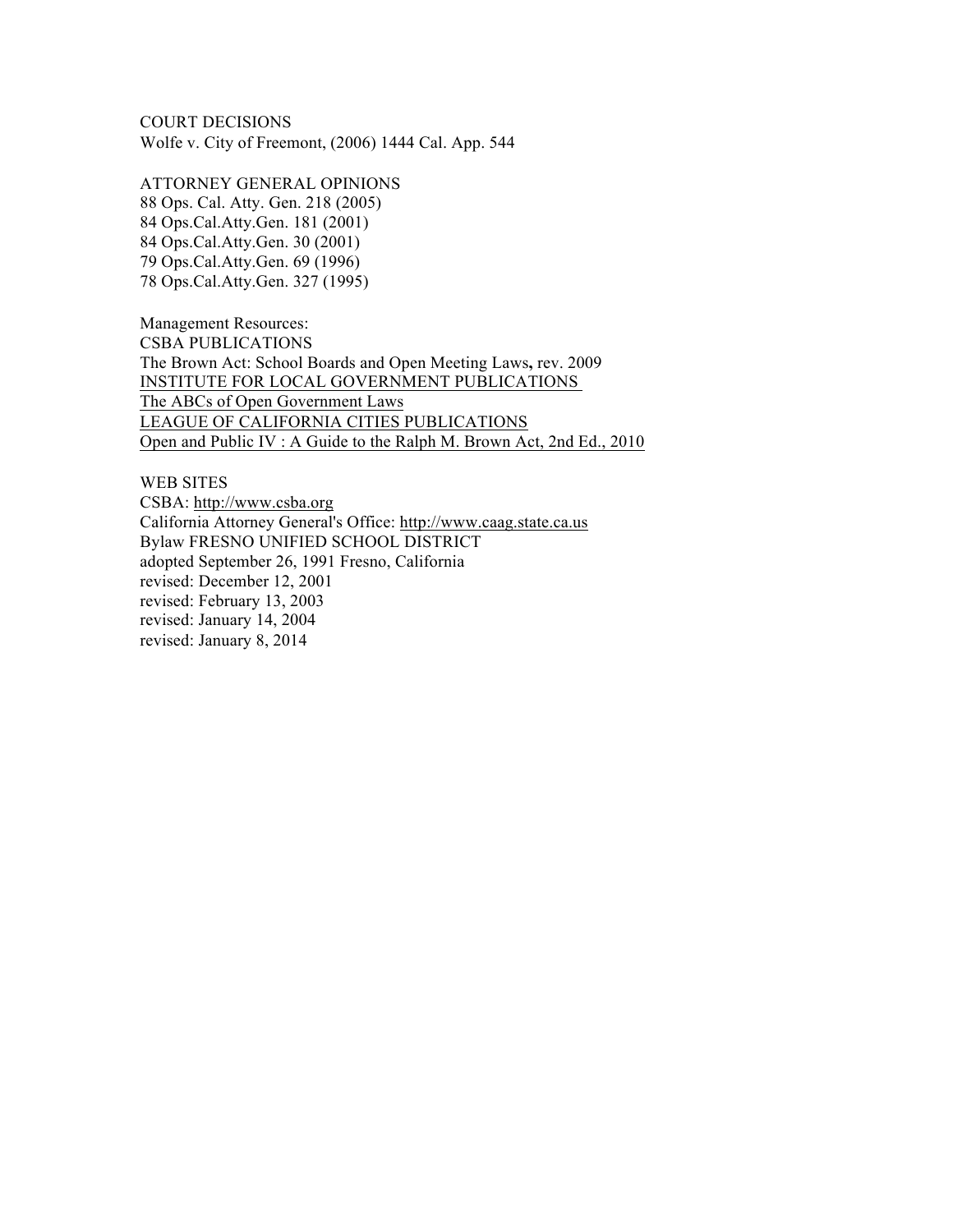COURT DECISIONS
Wolfe v. City of Freemont, (2006) 1444 Cal. App. 544

ATTORNEY GENERAL OPINIONS
88 Ops. Cal. Atty. Gen. 218 (2005)
84 Ops.Cal.Atty.Gen. 181 (2001)
84 Ops.Cal.Atty.Gen. 30 (2001)
79 Ops.Cal.Atty.Gen. 69 (1996)
78 Ops.Cal.Atty.Gen. 327 (1995)

Management Resources:
CSBA PUBLICATIONS
The Brown Act: School Boards and Open Meeting Laws**,** rev. 2009
INSTITUTE FOR LOCAL GOVERNMENT PUBLICATIONS
The ABCs of Open Government Laws
LEAGUE OF CALIFORNIA CITIES PUBLICATIONS
Open and Public IV : A Guide to the Ralph M. Brown Act, 2nd Ed., 2010

WEB SITES
CSBA: http://www.csba.org
California Attorney General's Office: http://www.caag.state.ca.us
Bylaw FRESNO UNIFIED SCHOOL DISTRICT
adopted September 26, 1991 Fresno, California
revised: December 12, 2001
revised: February 13, 2003
revised: January 14, 2004
revised: January 8, 2014